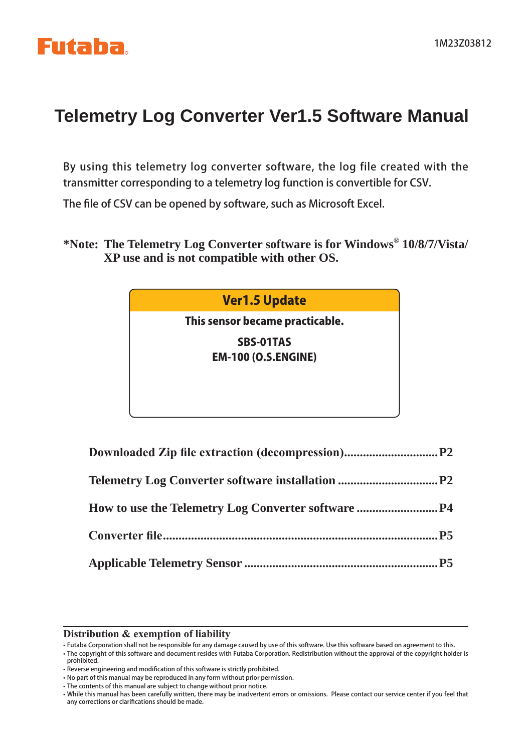Futaba

1M23Z03812

# Telemetry Log Converter Ver1.5 Software Manual

By using this telemetry log converter software, the log file created with the transmitter corresponding to a telemetry log function is convertible for CSV.

The file of CSV can be opened by software, such as Microsoft Excel.

**\*Note: The Telemetry Log Converter software is for Windows® 10/8/7/Vista/XP use and is not compatible with other OS.**

**Ver1.5 Update**

**This sensor became practicable.**

**SBS-01TAS**
**EM-100 (O.S.ENGINE)**

**Downloaded Zip file extraction (decompression)..............................P2**

**Telemetry Log Converter software installation ................................P2**

**How to use the Telemetry Log Converter software ..........................P4**

**Converter file.......................................................................................P5**

**Applicable Telemetry Sensor .............................................................P5**

## Distribution & exemption of liability

- Futaba Corporation shall not be responsible for any damage caused by use of this software. Use this software based on agreement to this.
- The copyright of this software and document resides with Futaba Corporation. Redistribution without the approval of the copyright holder is prohibited.
- Reverse engineering and modification of this software is strictly prohibited.
- No part of this manual may be reproduced in any form without prior permission.
- The contents of this manual are subject to change without prior notice.
- While this manual has been carefully written, there may be inadvertent errors or omissions. Please contact our service center if you feel that any corrections or clarifications should be made.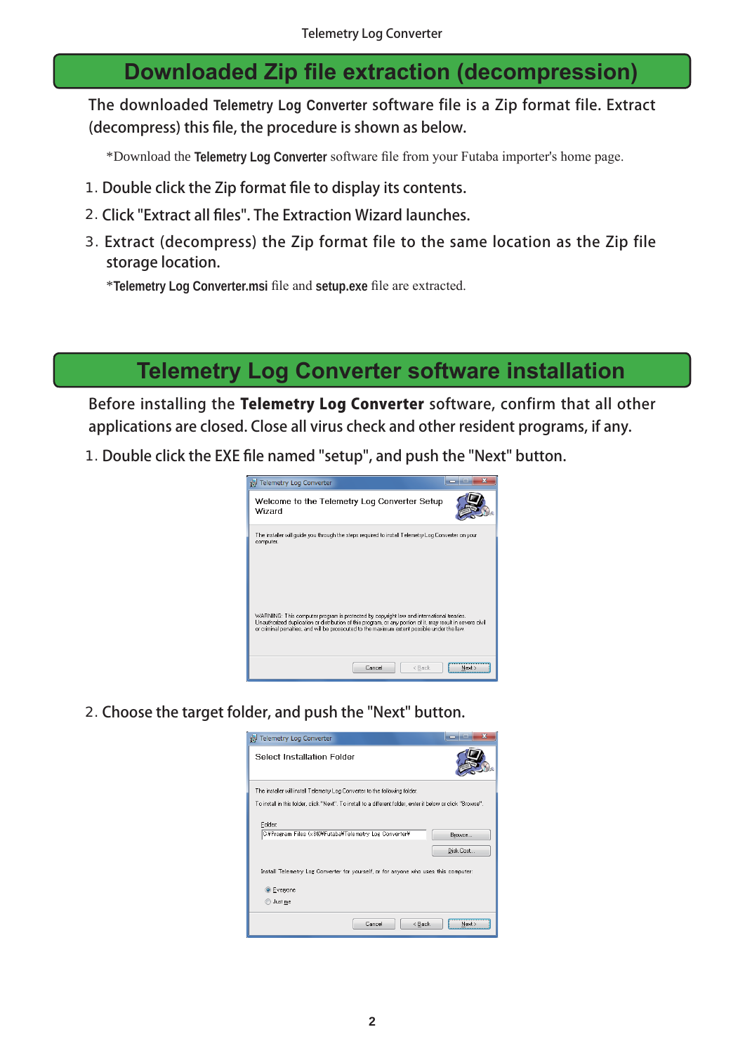## Downloaded Zip file extraction (decompression)

The downloaded **Telemetry Log Converter** software file is a Zip format file. Extract (decompress) this file, the procedure is shown as below.

*Download the **Telemetry Log Converter** software file from your Futaba importer's home page.

1. Double click the Zip format file to display its contents.
2. Click "Extract all files". The Extraction Wizard launches.
3. Extract (decompress) the Zip format file to the same location as the Zip file storage location.

   ***Telemetry Log Converter.msi** file and **setup.exe** file are extracted.

## Telemetry Log Converter software installation

Before installing the **Telemetry Log Converter** software, confirm that all other applications are closed. Close all virus check and other resident programs, if any.

1. Double click the EXE file named "setup", and push the "Next" button.
2. Choose the target folder, and push the "Next" button.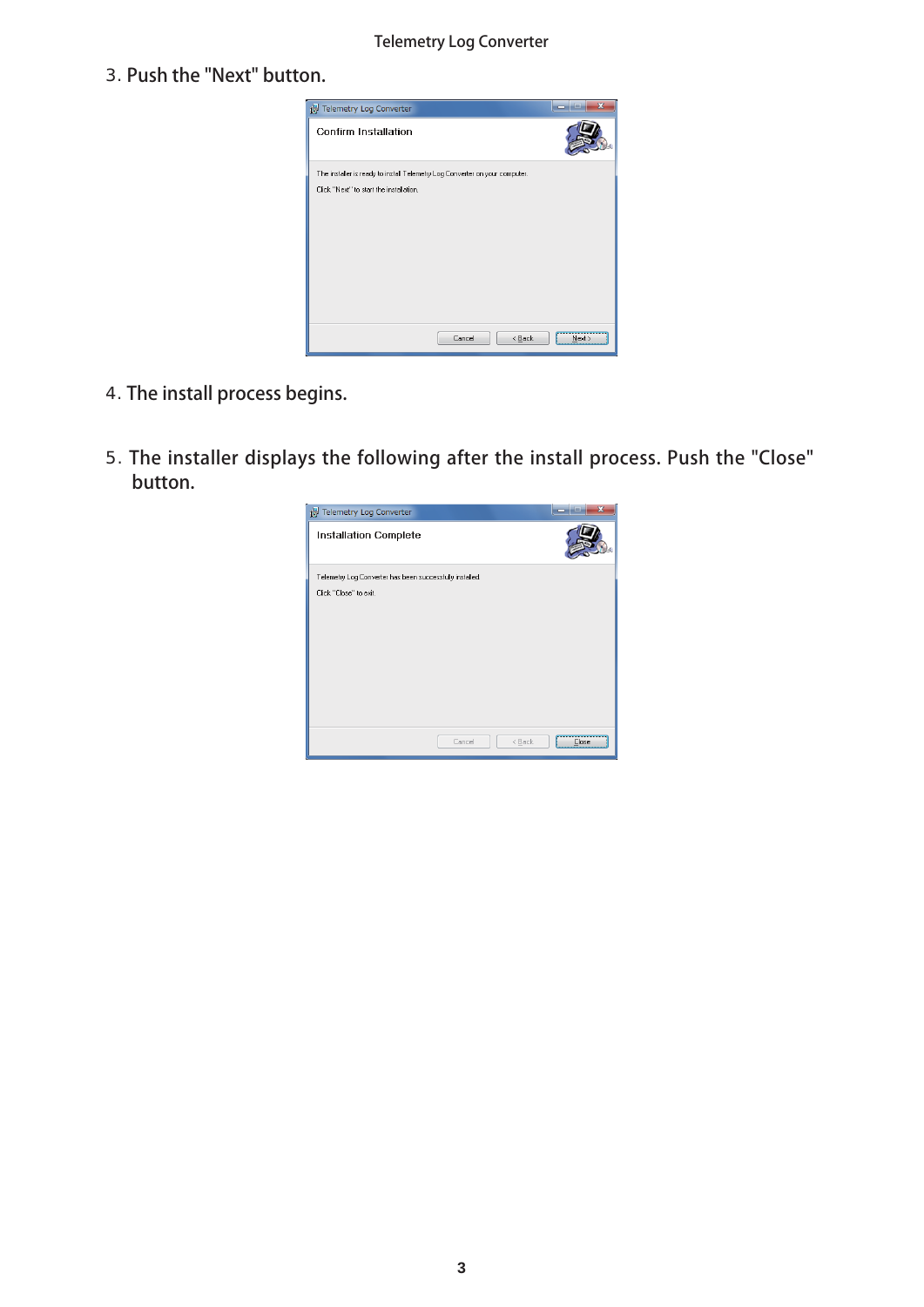3. Push the "Next" button.

4. The install process begins.

5. The installer displays the following after the install process. Push the "Close" button.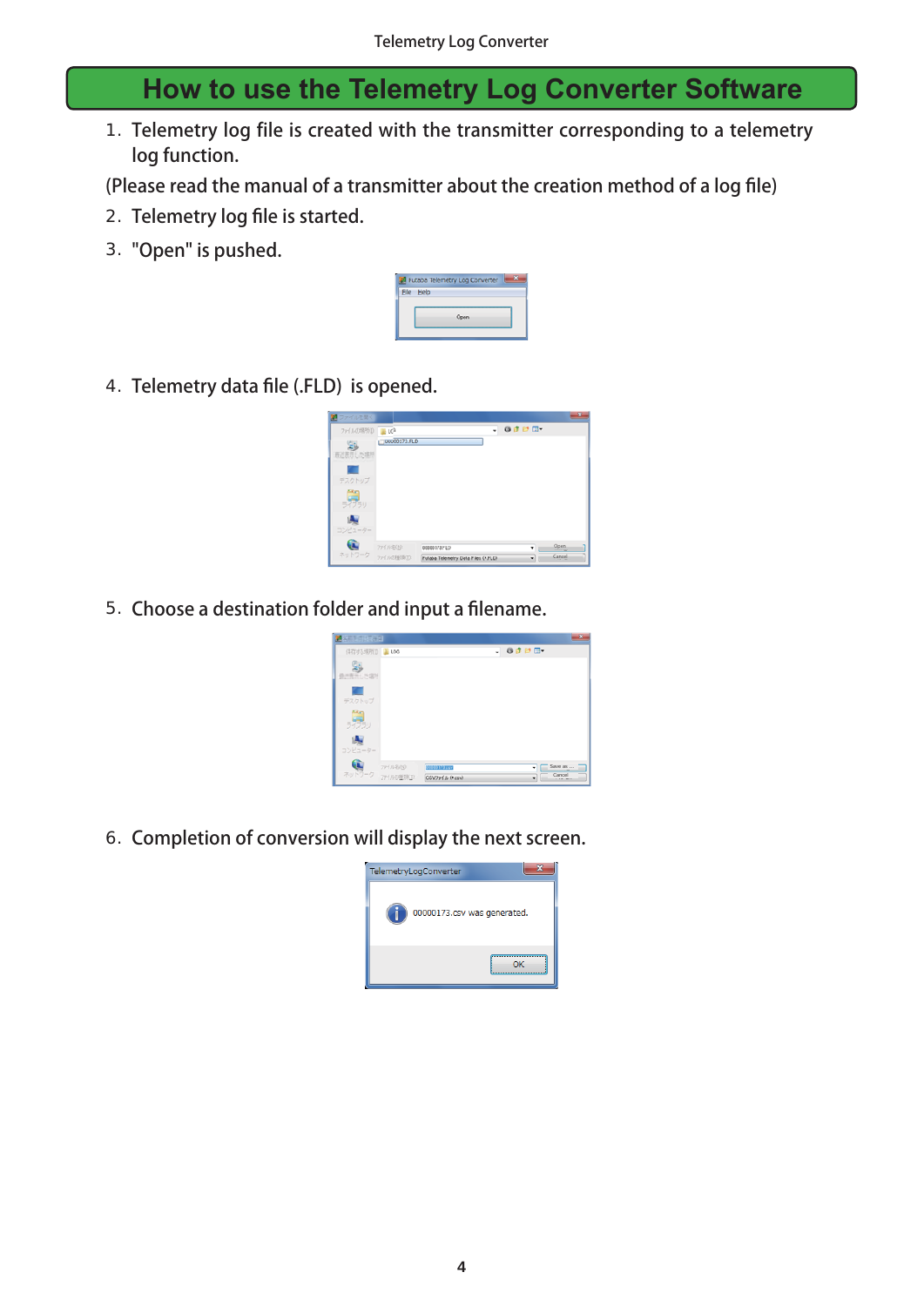# How to use the Telemetry Log Converter Software

1. Telemetry log file is created with the transmitter corresponding to a telemetry log function.

(Please read the manual of a transmitter about the creation method of a log file)

2. Telemetry log file is started.

3. "Open" is pushed.

4. Telemetry data file (.FLD) is opened.

5. Choose a destination folder and input a filename.

6. Completion of conversion will display the next screen.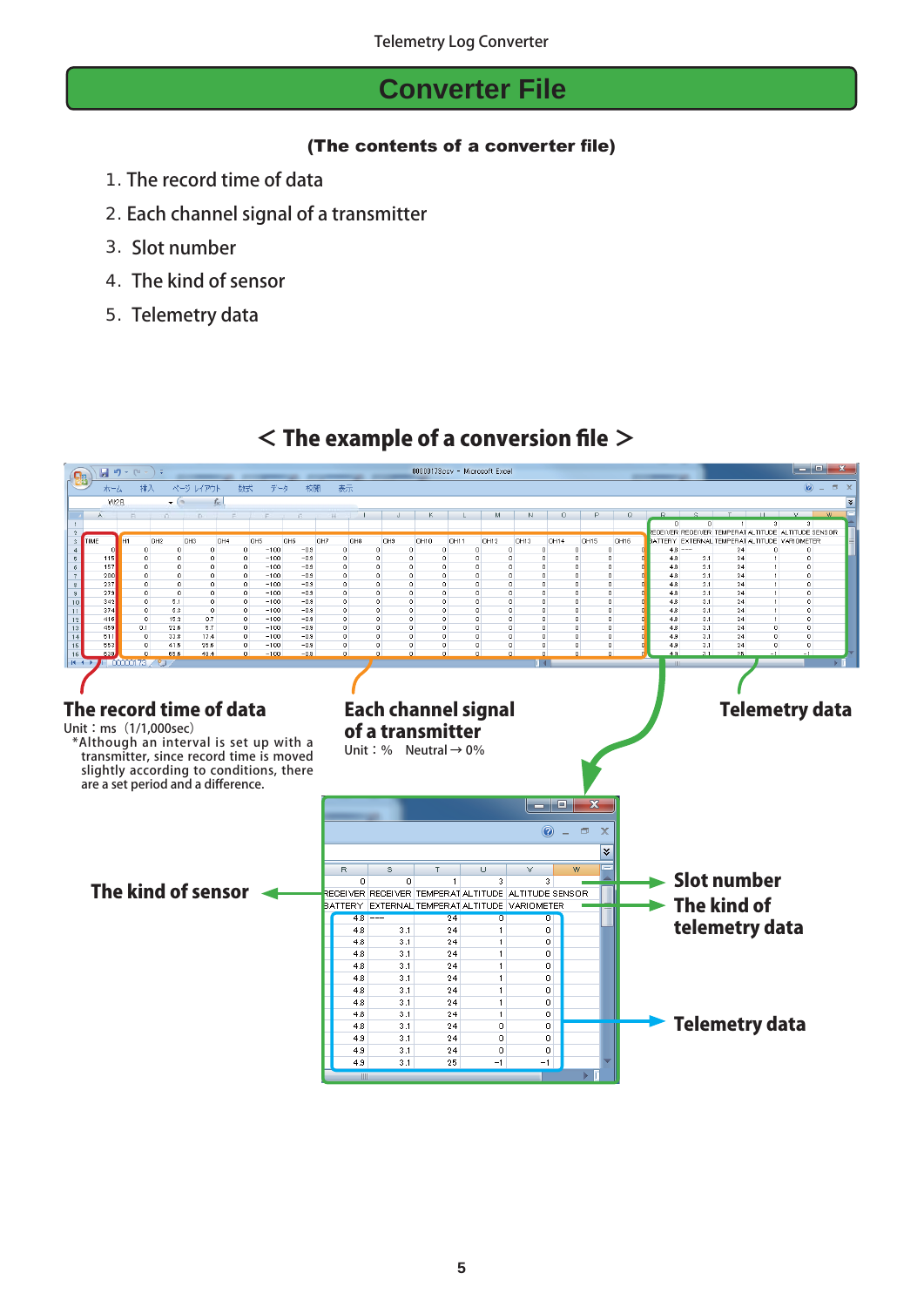# Converter File

**(The contents of a converter file)**

1. The record time of data
2. Each channel signal of a transmitter
3. Slot number
4. The kind of sensor
5. Telemetry data

## ＜ The example of a conversion file ＞

**The record time of data**
Unit：ms（1/1,000sec）
*Although an interval is set up with a transmitter, since record time is moved slightly according to conditions, there are a set period and a difference.

**Each channel signal of a transmitter**
Unit：%　Neutral → 0%

**Telemetry data**

**The kind of sensor**

**Slot number**

**The kind of telemetry data**

**Telemetry data**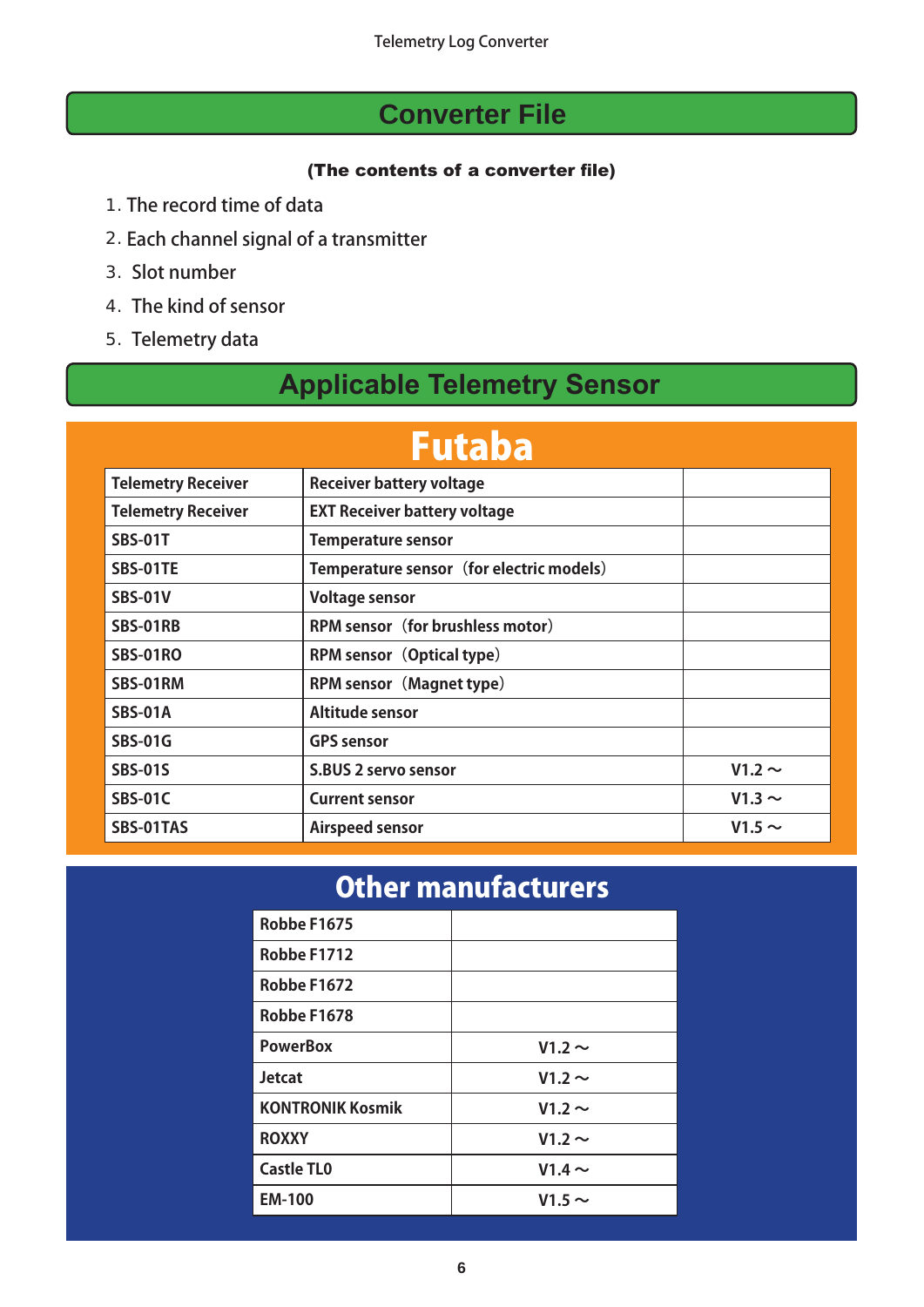## Converter File

**(The contents of a converter file)**

1. The record time of data
2. Each channel signal of a transmitter
3. Slot number
4. The kind of sensor
5. Telemetry data

## Applicable Telemetry Sensor

### Futaba

| | | |
|---|---|---|
| Telemetry Receiver | Receiver battery voltage | |
| Telemetry Receiver | EXT Receiver battery voltage | |
| SBS-01T | Temperature sensor | |
| SBS-01TE | Temperature sensor（for electric models） | |
| SBS-01V | Voltage sensor | |
| SBS-01RB | RPM sensor（for brushless motor） | |
| SBS-01RO | RPM sensor（Optical type） | |
| SBS-01RM | RPM sensor（Magnet type） | |
| SBS-01A | Altitude sensor | |
| SBS-01G | GPS sensor | |
| SBS-01S | S.BUS 2 servo sensor | V1.2 ～ |
| SBS-01C | Current sensor | V1.3 ～ |
| SBS-01TAS | Airspeed sensor | V1.5 ～ |

### Other manufacturers

| | |
|---|---|
| Robbe F1675 | |
| Robbe F1712 | |
| Robbe F1672 | |
| Robbe F1678 | |
| PowerBox | V1.2 ～ |
| Jetcat | V1.2 ～ |
| KONTRONIK Kosmik | V1.2 ～ |
| ROXXY | V1.2 ～ |
| Castle TL0 | V1.4 ～ |
| EM-100 | V1.5 ～ |